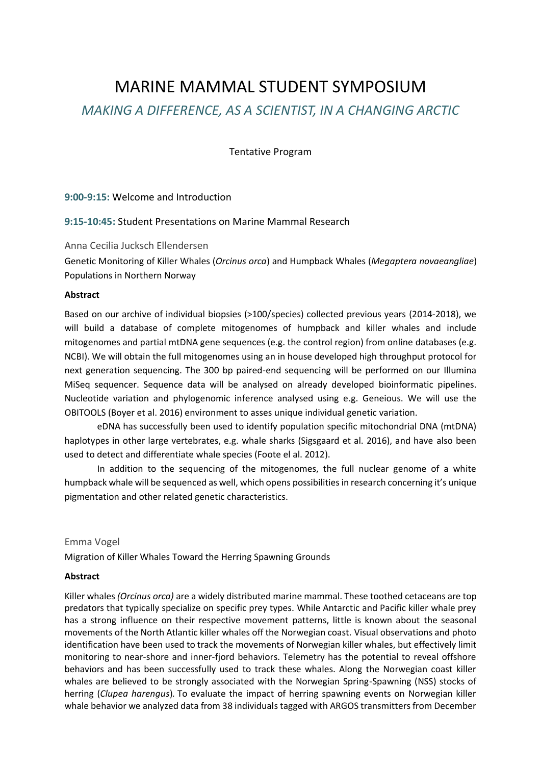# MARINE MAMMAL STUDENT SYMPOSIUM

## *MAKING A DIFFERENCE, AS A SCIENTIST, IN A CHANGING ARCTIC*

Tentative Program

**9:00-9:15:** Welcome and Introduction

**9:15-10:45:** Student Presentations on Marine Mammal Research

### Anna Cecilia Jucksch Ellendersen

Genetic Monitoring of Killer Whales (*Orcinus orca*) and Humpback Whales (*Megaptera novaeangliae*) Populations in Northern Norway

**Abstract**

Based on our archive of individual biopsies (>100/species) collected previous years (2014-2018), we will build a database of complete mitogenomes of humpback and killer whales and include mitogenomes and partial mtDNA gene sequences (e.g. the control region) from online databases (e.g. NCBI). We will obtain the full mitogenomes using an in house developed high throughput protocol for next generation sequencing. The 300 bp paired-end sequencing will be performed on our Illumina MiSeq sequencer. Sequence data will be analysed on already developed bioinformatic pipelines. Nucleotide variation and phylogenomic inference analysed using e.g. Geneious. We will use the OBITOOLS (Boyer et al. 2016) environment to asses unique individual genetic variation.

eDNA has successfully been used to identify population specific mitochondrial DNA (mtDNA) haplotypes in other large vertebrates, e.g. whale sharks (Sigsgaard et al. 2016), and have also been used to detect and differentiate whale species (Foote el al. 2012).

In addition to the sequencing of the mitogenomes, the full nuclear genome of a white humpback whale will be sequenced as well, which opens possibilities in research concerning it's unique pigmentation and other related genetic characteristics.

### Emma Vogel

Migration of Killer Whales Toward the Herring Spawning Grounds

**Abstract**

Killer whales *(Orcinus orca)* are a widely distributed marine mammal. These toothed cetaceans are top predators that typically specialize on specific prey types. While Antarctic and Pacific killer whale prey has a strong influence on their respective movement patterns, little is known about the seasonal movements of the North Atlantic killer whales off the Norwegian coast. Visual observations and photo identification have been used to track the movements of Norwegian killer whales, but effectively limit monitoring to near-shore and inner-fjord behaviors. Telemetry has the potential to reveal offshore behaviors and has been successfully used to track these whales. Along the Norwegian coast killer whales are believed to be strongly associated with the Norwegian Spring-Spawning (NSS) stocks of herring (*Clupea harengus*). To evaluate the impact of herring spawning events on Norwegian killer whale behavior we analyzed data from 38 individuals tagged with ARGOS transmitters from December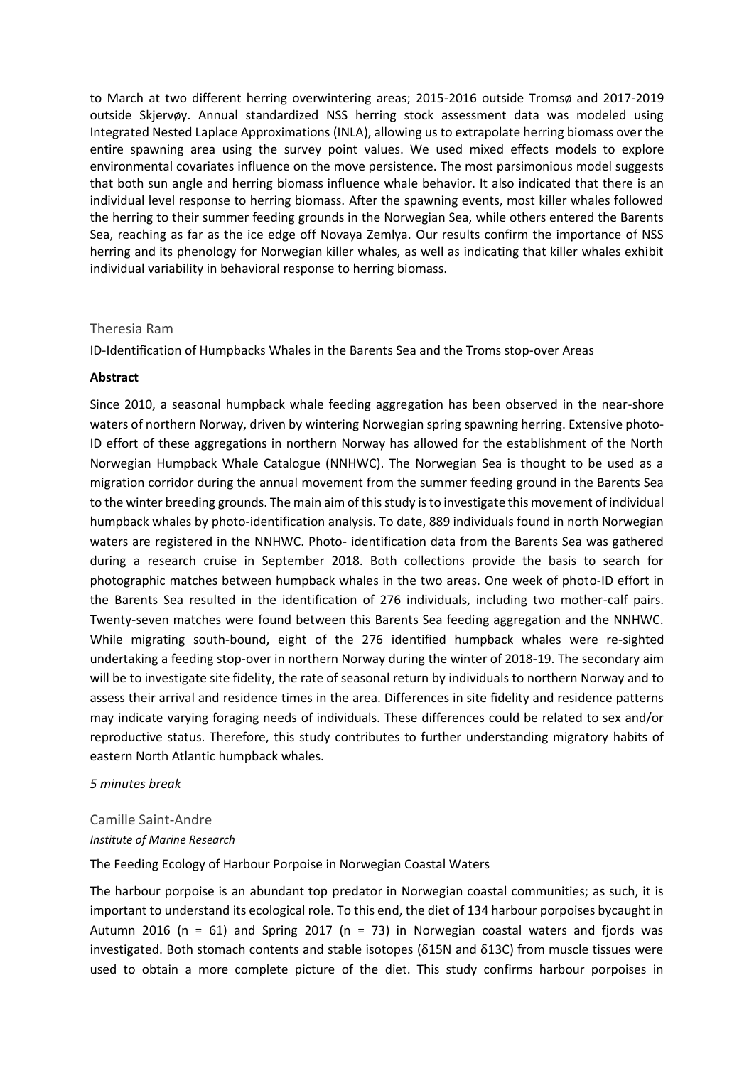to March at two different herring overwintering areas; 2015-2016 outside Tromsø and 2017-2019 outside Skjervøy. Annual standardized NSS herring stock assessment data was modeled using Integrated Nested Laplace Approximations (INLA), allowing us to extrapolate herring biomass over the entire spawning area using the survey point values. We used mixed effects models to explore environmental covariates influence on the move persistence. The most parsimonious model suggests that both sun angle and herring biomass influence whale behavior. It also indicated that there is an individual level response to herring biomass. After the spawning events, most killer whales followed the herring to their summer feeding grounds in the Norwegian Sea, while others entered the Barents Sea, reaching as far as the ice edge off Novaya Zemlya. Our results confirm the importance of NSS herring and its phenology for Norwegian killer whales, as well as indicating that killer whales exhibit individual variability in behavioral response to herring biomass.

### Theresia Ram

ID-Identification of Humpbacks Whales in the Barents Sea and the Troms stop-over Areas

**Abstract**

Since 2010, a seasonal humpback whale feeding aggregation has been observed in the near-shore waters of northern Norway, driven by wintering Norwegian spring spawning herring. Extensive photo-ID effort of these aggregations in northern Norway has allowed for the establishment of the North Norwegian Humpback Whale Catalogue (NNHWC). The Norwegian Sea is thought to be used as a migration corridor during the annual movement from the summer feeding ground in the Barents Sea to the winter breeding grounds. The main aim of this study is to investigate this movement of individual humpback whales by photo-identification analysis. To date, 889 individuals found in north Norwegian waters are registered in the NNHWC. Photo- identification data from the Barents Sea was gathered during a research cruise in September 2018. Both collections provide the basis to search for photographic matches between humpback whales in the two areas. One week of photo-ID effort in the Barents Sea resulted in the identification of 276 individuals, including two mother-calf pairs. Twenty-seven matches were found between this Barents Sea feeding aggregation and the NNHWC. While migrating south-bound, eight of the 276 identified humpback whales were re-sighted undertaking a feeding stop-over in northern Norway during the winter of 2018-19. The secondary aim will be to investigate site fidelity, the rate of seasonal return by individuals to northern Norway and to assess their arrival and residence times in the area. Differences in site fidelity and residence patterns may indicate varying foraging needs of individuals. These differences could be related to sex and/or reproductive status. Therefore, this study contributes to further understanding migratory habits of eastern North Atlantic humpback whales.

*5 minutes break*

### Camille Saint-Andre

*Institute of Marine Research*

The Feeding Ecology of Harbour Porpoise in Norwegian Coastal Waters

The harbour porpoise is an abundant top predator in Norwegian coastal communities; as such, it is important to understand its ecological role. To this end, the diet of 134 harbour porpoises bycaught in Autumn 2016 (n = 61) and Spring 2017 (n = 73) in Norwegian coastal waters and fjords was investigated. Both stomach contents and stable isotopes ($\delta^{15}N$ and $\delta^{13}C$) from muscle tissues were used to obtain a more complete picture of the diet. This study confirms harbour porpoises in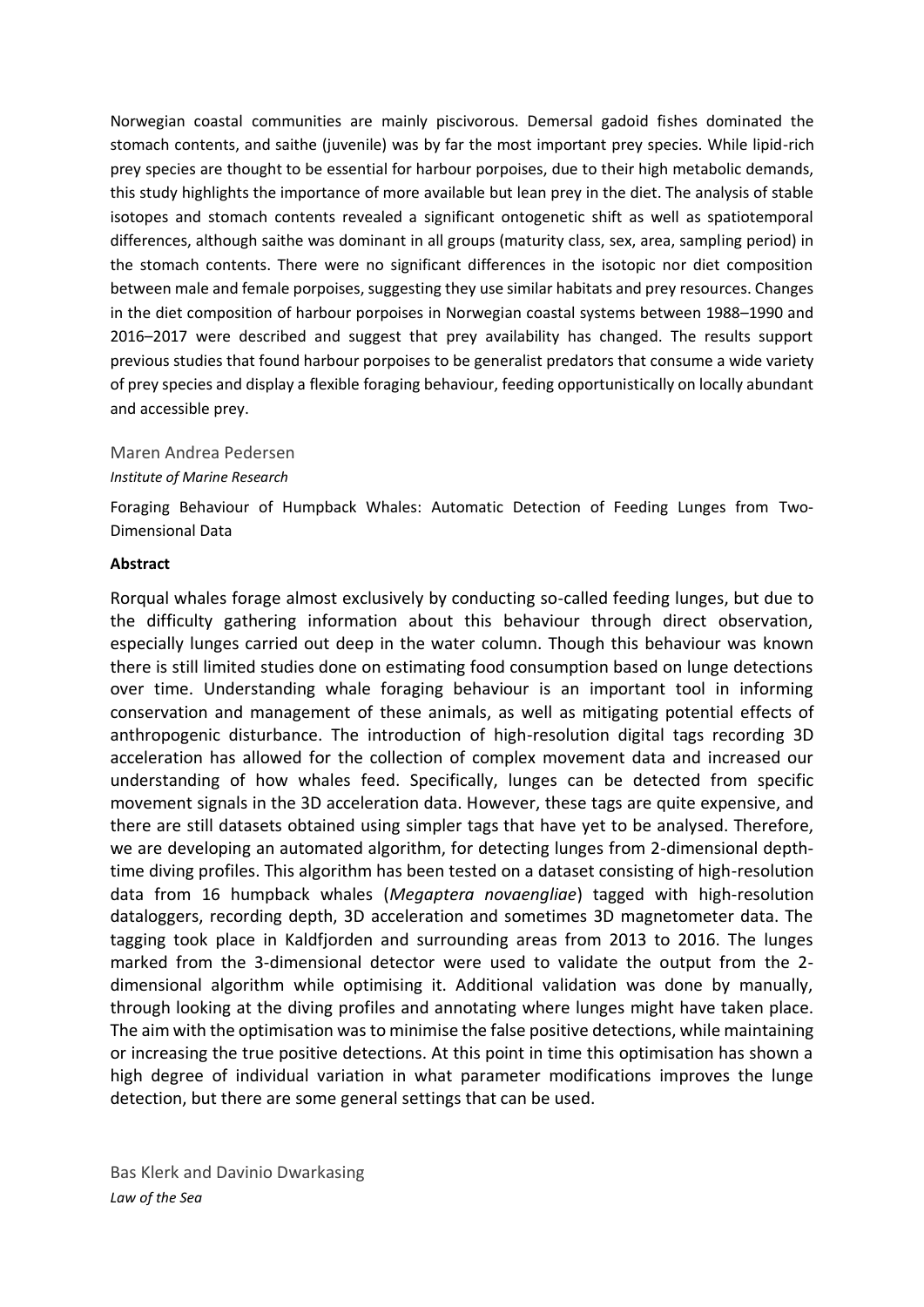Norwegian coastal communities are mainly piscivorous. Demersal gadoid fishes dominated the stomach contents, and saithe (juvenile) was by far the most important prey species. While lipid-rich prey species are thought to be essential for harbour porpoises, due to their high metabolic demands, this study highlights the importance of more available but lean prey in the diet. The analysis of stable isotopes and stomach contents revealed a significant ontogenetic shift as well as spatiotemporal differences, although saithe was dominant in all groups (maturity class, sex, area, sampling period) in the stomach contents. There were no significant differences in the isotopic nor diet composition between male and female porpoises, suggesting they use similar habitats and prey resources. Changes in the diet composition of harbour porpoises in Norwegian coastal systems between 1988–1990 and 2016–2017 were described and suggest that prey availability has changed. The results support previous studies that found harbour porpoises to be generalist predators that consume a wide variety of prey species and display a flexible foraging behaviour, feeding opportunistically on locally abundant and accessible prey.

Maren Andrea Pedersen

*Institute of Marine Research*

Foraging Behaviour of Humpback Whales: Automatic Detection of Feeding Lunges from Two-Dimensional Data

**Abstract**

Rorqual whales forage almost exclusively by conducting so-called feeding lunges, but due to the difficulty gathering information about this behaviour through direct observation, especially lunges carried out deep in the water column. Though this behaviour was known there is still limited studies done on estimating food consumption based on lunge detections over time. Understanding whale foraging behaviour is an important tool in informing conservation and management of these animals, as well as mitigating potential effects of anthropogenic disturbance. The introduction of high-resolution digital tags recording 3D acceleration has allowed for the collection of complex movement data and increased our understanding of how whales feed. Specifically, lunges can be detected from specific movement signals in the 3D acceleration data. However, these tags are quite expensive, and there are still datasets obtained using simpler tags that have yet to be analysed. Therefore, we are developing an automated algorithm, for detecting lunges from 2-dimensional depth-time diving profiles. This algorithm has been tested on a dataset consisting of high-resolution data from 16 humpback whales (*Megaptera novaengliae*) tagged with high-resolution dataloggers, recording depth, 3D acceleration and sometimes 3D magnetometer data. The tagging took place in Kaldfjorden and surrounding areas from 2013 to 2016. The lunges marked from the 3-dimensional detector were used to validate the output from the 2-dimensional algorithm while optimising it. Additional validation was done by manually, through looking at the diving profiles and annotating where lunges might have taken place. The aim with the optimisation was to minimise the false positive detections, while maintaining or increasing the true positive detections. At this point in time this optimisation has shown a high degree of individual variation in what parameter modifications improves the lunge detection, but there are some general settings that can be used.

Bas Klerk and Davinio Dwarkasing

*Law of the Sea*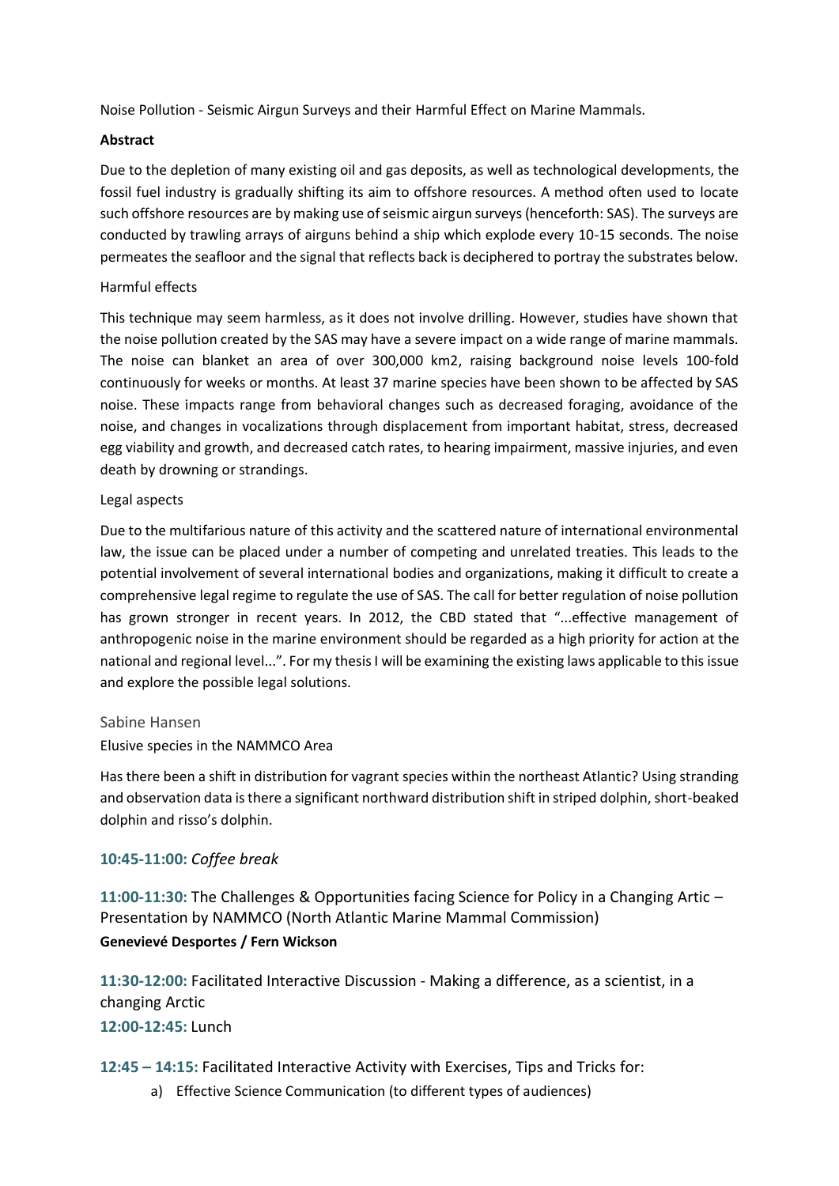Noise Pollution - Seismic Airgun Surveys and their Harmful Effect on Marine Mammals.

**Abstract**

Due to the depletion of many existing oil and gas deposits, as well as technological developments, the fossil fuel industry is gradually shifting its aim to offshore resources. A method often used to locate such offshore resources are by making use of seismic airgun surveys (henceforth: SAS). The surveys are conducted by trawling arrays of airguns behind a ship which explode every 10-15 seconds. The noise permeates the seafloor and the signal that reflects back is deciphered to portray the substrates below.

Harmful effects

This technique may seem harmless, as it does not involve drilling. However, studies have shown that the noise pollution created by the SAS may have a severe impact on a wide range of marine mammals. The noise can blanket an area of over 300,000 km2, raising background noise levels 100-fold continuously for weeks or months. At least 37 marine species have been shown to be affected by SAS noise. These impacts range from behavioral changes such as decreased foraging, avoidance of the noise, and changes in vocalizations through displacement from important habitat, stress, decreased egg viability and growth, and decreased catch rates, to hearing impairment, massive injuries, and even death by drowning or strandings.

Legal aspects

Due to the multifarious nature of this activity and the scattered nature of international environmental law, the issue can be placed under a number of competing and unrelated treaties. This leads to the potential involvement of several international bodies and organizations, making it difficult to create a comprehensive legal regime to regulate the use of SAS. The call for better regulation of noise pollution has grown stronger in recent years. In 2012, the CBD stated that "...effective management of anthropogenic noise in the marine environment should be regarded as a high priority for action at the national and regional level...". For my thesis I will be examining the existing laws applicable to this issue and explore the possible legal solutions.

Sabine Hansen

Elusive species in the NAMMCO Area

Has there been a shift in distribution for vagrant species within the northeast Atlantic? Using stranding and observation data is there a significant northward distribution shift in striped dolphin, short-beaked dolphin and risso's dolphin.

**10:45-11:00:** *Coffee break*

**11:00-11:30:** The Challenges & Opportunities facing Science for Policy in a Changing Artic – Presentation by NAMMCO (North Atlantic Marine Mammal Commission)

**Genevievé Desportes / Fern Wickson**

**11:30-12:00:** Facilitated Interactive Discussion - Making a difference, as a scientist, in a changing Arctic

**12:00-12:45:** Lunch

**12:45 – 14:15:** Facilitated Interactive Activity with Exercises, Tips and Tricks for:

a) Effective Science Communication (to different types of audiences)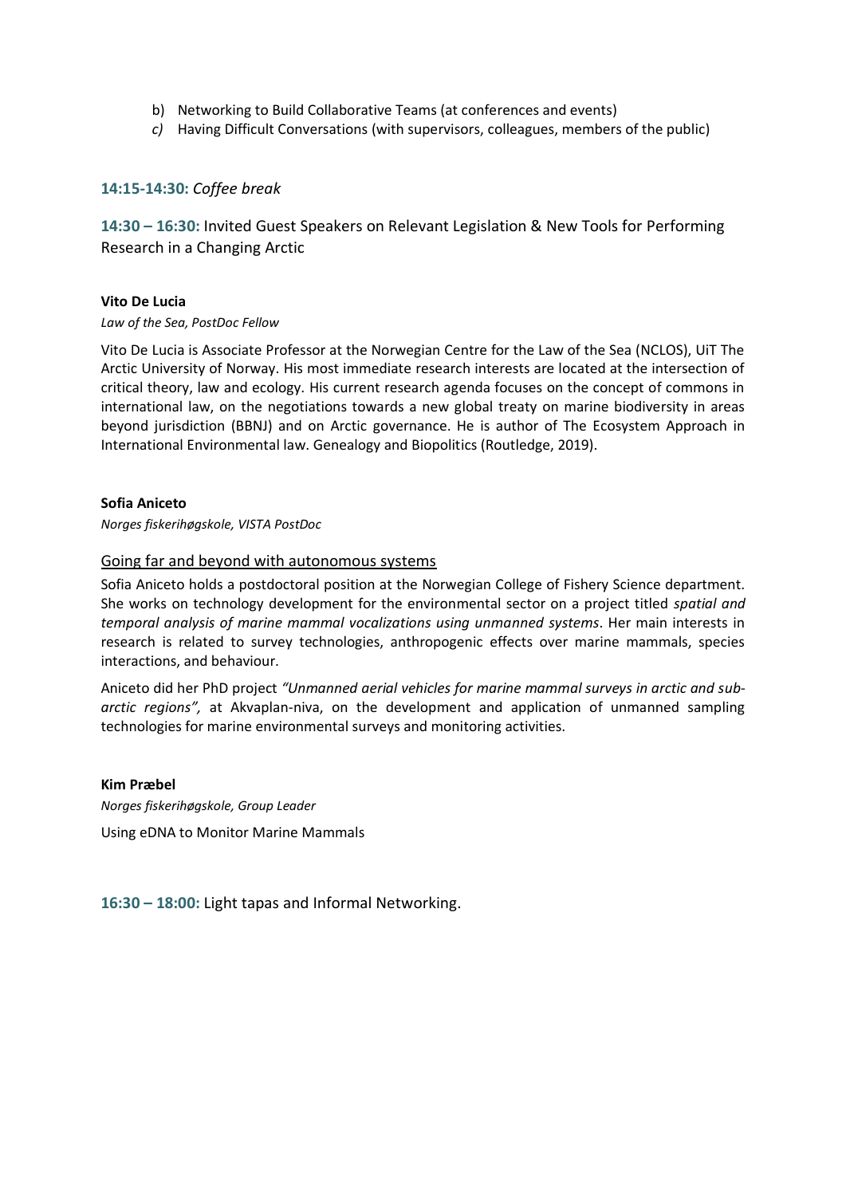b) Networking to Build Collaborative Teams (at conferences and events)
*c)* Having Difficult Conversations (with supervisors, colleagues, members of the public)

**14:15-14:30:** *Coffee break*

**14:30 – 16:30:** Invited Guest Speakers on Relevant Legislation & New Tools for Performing Research in a Changing Arctic

**Vito De Lucia**

*Law of the Sea, PostDoc Fellow*

Vito De Lucia is Associate Professor at the Norwegian Centre for the Law of the Sea (NCLOS), UiT The Arctic University of Norway. His most immediate research interests are located at the intersection of critical theory, law and ecology. His current research agenda focuses on the concept of commons in international law, on the negotiations towards a new global treaty on marine biodiversity in areas beyond jurisdiction (BBNJ) and on Arctic governance. He is author of The Ecosystem Approach in International Environmental law. Genealogy and Biopolitics (Routledge, 2019).

**Sofia Aniceto**

*Norges fiskerihøgskole, VISTA PostDoc*

<u>Going far and beyond with autonomous systems</u>

Sofia Aniceto holds a postdoctoral position at the Norwegian College of Fishery Science department. She works on technology development for the environmental sector on a project titled *spatial and temporal analysis of marine mammal vocalizations using unmanned systems*. Her main interests in research is related to survey technologies, anthropogenic effects over marine mammals, species interactions, and behaviour.

Aniceto did her PhD project *"Unmanned aerial vehicles for marine mammal surveys in arctic and sub-arctic regions",* at Akvaplan-niva, on the development and application of unmanned sampling technologies for marine environmental surveys and monitoring activities.

**Kim Præbel**

*Norges fiskerihøgskole, Group Leader*

Using eDNA to Monitor Marine Mammals

**16:30 – 18:00:** Light tapas and Informal Networking.